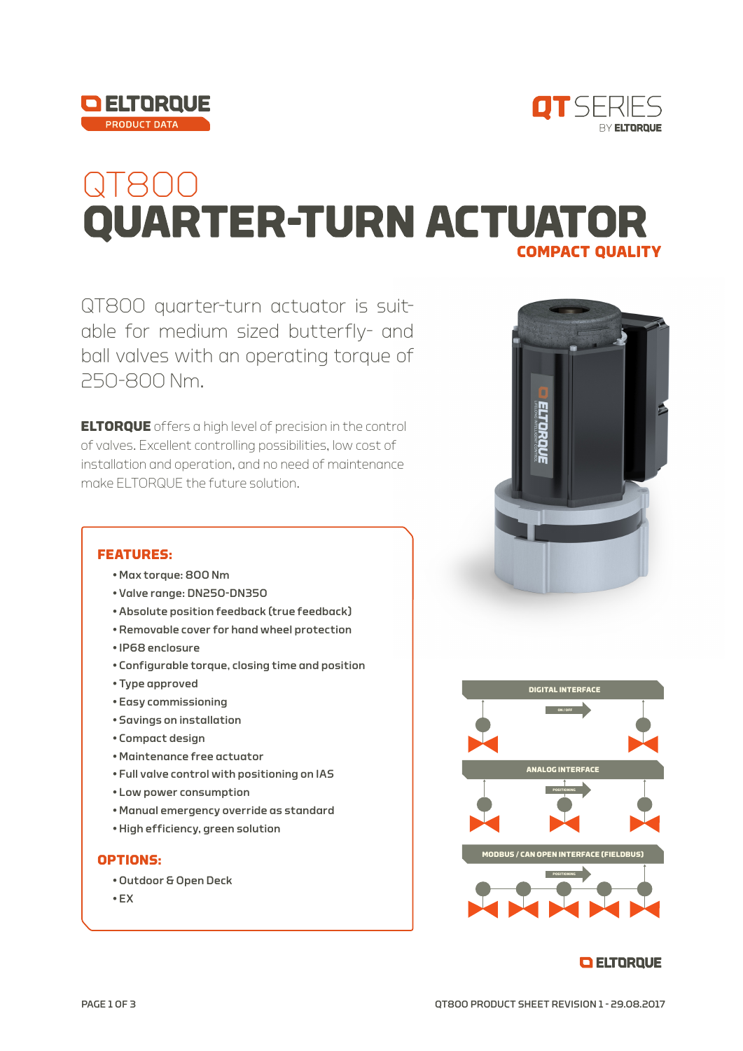ELTORQUE PRODUCT DATA

QT SERIES BY ELTORQUE

# QT800
# QUARTER-TURN ACTUATOR
## COMPACT QUALITY

QT800 quarter-turn actuator is suitable for medium sized butterfly- and ball valves with an operating torque of 250-800 Nm.

**ELTORQUE** offers a high level of precision in the control of valves. Excellent controlling possibilities, low cost of installation and operation, and no need of maintenance make ELTORQUE the future solution.

### FEATURES:

- Max torque: 800 Nm
- Valve range: DN250-DN350
- Absolute position feedback (true feedback)
- Removable cover for hand wheel protection
- IP68 enclosure
- Configurable torque, closing time and position
- Type approved
- Easy commissioning
- Savings on installation
- Compact design
- Maintenance free actuator
- Full valve control with positioning on IAS
- Low power consumption
- Manual emergency override as standard
- High efficiency, green solution

### OPTIONS:

- Outdoor & Open Deck
- EX

DIGITAL INTERFACE

ON / OFF

ANALOG INTERFACE

POSITIONING

MODBUS / CAN OPEN INTERFACE (FIELDBUS)

POSITIONING

ELTORQUE

QT800 PRODUCT SHEET REVISION 1 - 29.08.2017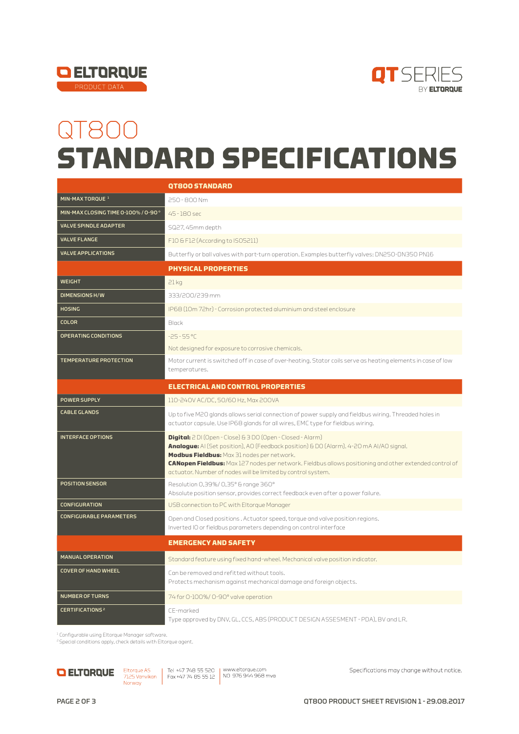# QT800

# STANDARD SPECIFICATIONS

| | QT800 STANDARD |
|---|---|
| MIN-MAX TORQUE [1] | 250 - 800 Nm |
| MIN-MAX CLOSING TIME 0-100% / 0-90° | 45 - 180 sec |
| VALVE SPINDLE ADAPTER | SQ27, 45mm depth |
| VALVE FLANGE | F10 & F12 (According to ISO5211) |
| VALVE APPLICATIONS | Butterfly or ball valves with part-turn operation. Examples butterfly valves: DN250-DN350 PN16 |
| | **PHYSICAL PROPERTIES** |
| WEIGHT | 21 kg |
| DIMENSIONS H/W | 333/200/239 mm |
| HOSING | IP68 (10m 72hr) - Corrosion protected aluminium and steel enclosure |
| COLOR | Black |
| OPERATING CONDITIONS | -25 - 55 °C<br>Not designed for exposure to corrosive chemicals. |
| TEMPERATURE PROTECTION | Motor current is switched off in case of over-heating. Stator coils serve as heating elements in case of low temperatures. |
| | **ELECTRICAL AND CONTROL PROPERTIES** |
| POWER SUPPLY | 110-240V AC/DC, 50/60 Hz, Max 200VA |
| CABLE GLANDS | Up to five M20 glands allows serial connection of power supply and fieldbus wiring. Threaded holes in actuator capsule. Use IP68 glands for all wires, EMC type for fieldbus wiring. |
| INTERFACE OPTIONS | **Digital:** 2 DI (Open - Close) & 3 DO (Open - Closed - Alarm)<br>**Analogue:** AI (Set position), AO (Feedback position) & DO (Alarm). 4-20 mA AI/AO signal.<br>**Modbus Fieldbus:** Max 31 nodes per network.<br>**CANopen Fieldbus:** Max 127 nodes per network. Fieldbus allows positioning and other extended control of actuator. Number of nodes will be limited by control system. |
| POSITION SENSOR | Resolution 0,39%/ 0,35° & range 360°<br>Absolute position sensor, provides correct feedback even after a power failure. |
| CONFIGURATION | USB connection to PC with Eltorque Manager |
| CONFIGURABLE PARAMETERS | Open and Closed positions . Actuator speed, torque and valve position regions.<br>Inverted IO or fieldbus parameters depending on control interface |
| | **EMERGENCY AND SAFETY** |
| MANUAL OPERATION | Standard feature using fixed hand-wheel. Mechanical valve position indicator. |
| COVER OF HAND WHEEL | Can be removed and refitted without tools.<br>Protects mechanism against mechanical damage and foreign objects. |
| NUMBER OF TURNS | 74 for 0-100%/ 0-90° valve operation |
| CERTIFICATIONS [2] | CE-marked<br>Type approved by DNV, GL, CCS, ABS (PRODUCT DESIGN ASSESMENT - PDA), BV and LR. |

[1] Configurable using Eltorque Manager software.
[2] Special conditions apply, check details with Eltorque agent.

ELTORQUE — Eltorque AS, 7125 Vanvikan, Norway | Tel +47 748 55 520, Fax +47 74 85 55 12 | www.eltorque.com, NO 976 944 968 mva

Specifications may change without notice.

QT800 PRODUCT SHEET REVISION 1 - 29.08.2017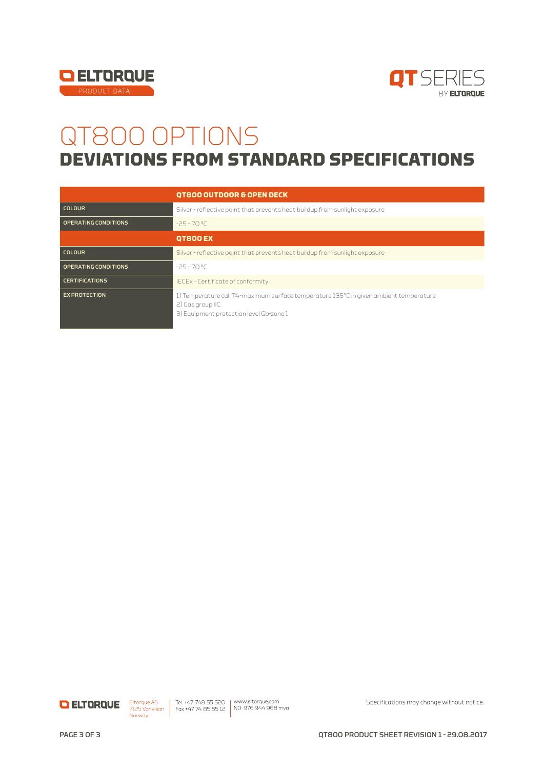# QT800 OPTIONS

## DEVIATIONS FROM STANDARD SPECIFICATIONS

| | QT800 OUTDOOR & OPEN DECK |
|---|---|
| COLOUR | Silver - reflective paint that prevents heat buildup from sunlight exposure |
| OPERATING CONDITIONS | -25 - 70 °C |
| | **QT800 EX** |
| COLOUR | Silver - reflective paint that prevents heat buildup from sunlight exposure |
| OPERATING CONDITIONS | -25 - 70 °C |
| CERTIFICATIONS | IECEx - Certificate of conformity |
| EX PROTECTION | 1) Temperature call T4-maximum surface temperature 135°C in given ambient temperature<br>2) Gas group IIC<br>3) Equipment protection level Gb-zone 1 |

ELTORQUE | Eltorque AS, 7125 Vanvikan, Norway | Tel +47 748 55 520, Fax +47 74 85 55 12 | www.eltorque.com, NO 976 944 968 mva

Specifications may change without notice.

QT800 PRODUCT SHEET REVISION 1 - 29.08.2017